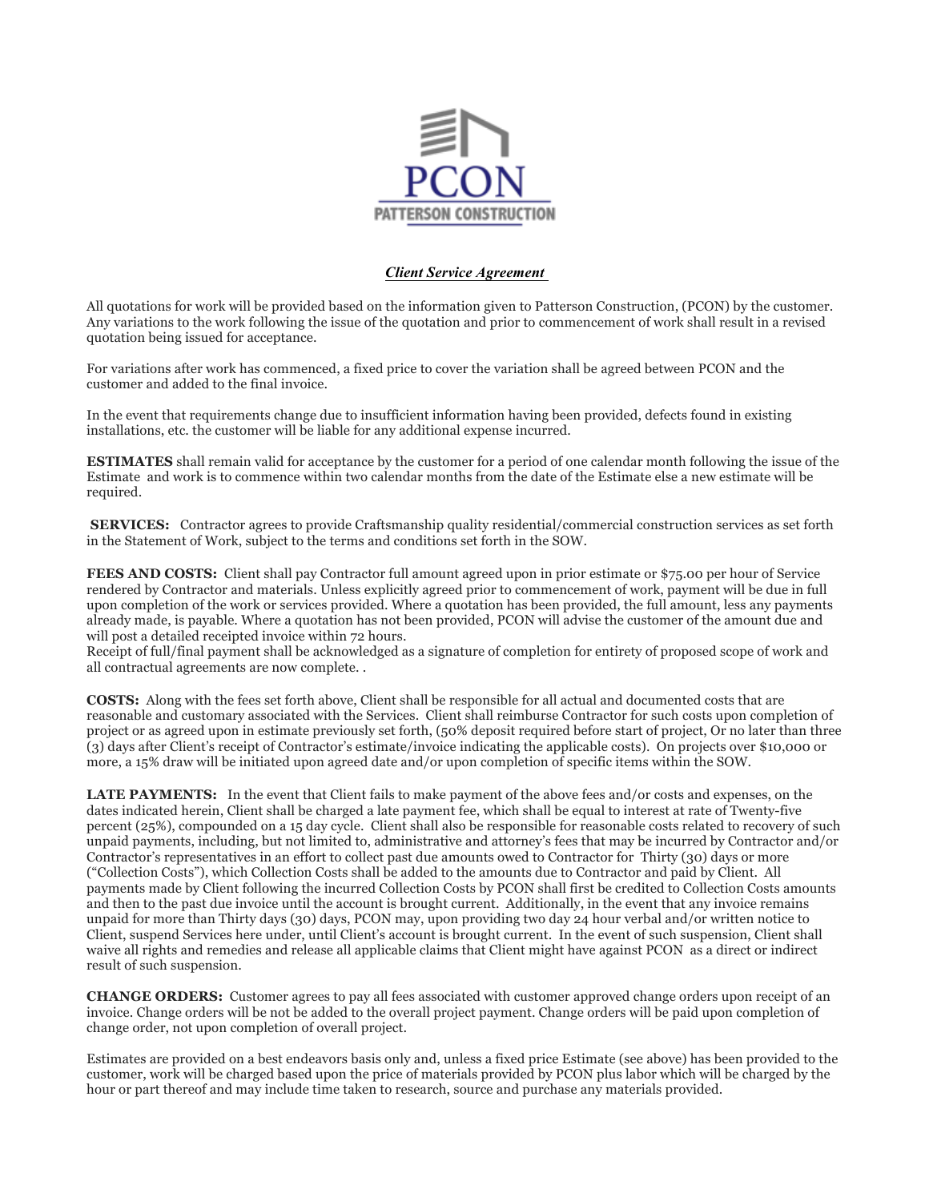PCON

PATTERSON CONSTRUCTION

***Client Service Agreement***

All quotations for work will be provided based on the information given to Patterson Construction, (PCON) by the customer. Any variations to the work following the issue of the quotation and prior to commencement of work shall result in a revised quotation being issued for acceptance.

For variations after work has commenced, a fixed price to cover the variation shall be agreed between PCON and the customer and added to the final invoice.

In the event that requirements change due to insufficient information having been provided, defects found in existing installations, etc. the customer will be liable for any additional expense incurred.

**ESTIMATES** shall remain valid for acceptance by the customer for a period of one calendar month following the issue of the Estimate and work is to commence within two calendar months from the date of the Estimate else a new estimate will be required.

**SERVICES:** Contractor agrees to provide Craftsmanship quality residential/commercial construction services as set forth in the Statement of Work, subject to the terms and conditions set forth in the SOW.

**FEES AND COSTS:** Client shall pay Contractor full amount agreed upon in prior estimate or $75.00 per hour of Service rendered by Contractor and materials. Unless explicitly agreed prior to commencement of work, payment will be due in full upon completion of the work or services provided. Where a quotation has been provided, the full amount, less any payments already made, is payable. Where a quotation has not been provided, PCON will advise the customer of the amount due and will post a detailed receipted invoice within 72 hours.
Receipt of full/final payment shall be acknowledged as a signature of completion for entirety of proposed scope of work and all contractual agreements are now complete. .

**COSTS:** Along with the fees set forth above, Client shall be responsible for all actual and documented costs that are reasonable and customary associated with the Services. Client shall reimburse Contractor for such costs upon completion of project or as agreed upon in estimate previously set forth, (50% deposit required before start of project, Or no later than three (3) days after Client's receipt of Contractor's estimate/invoice indicating the applicable costs). On projects over $10,000 or more, a 15% draw will be initiated upon agreed date and/or upon completion of specific items within the SOW.

**LATE PAYMENTS:** In the event that Client fails to make payment of the above fees and/or costs and expenses, on the dates indicated herein, Client shall be charged a late payment fee, which shall be equal to interest at rate of Twenty-five percent (25%), compounded on a 15 day cycle. Client shall also be responsible for reasonable costs related to recovery of such unpaid payments, including, but not limited to, administrative and attorney's fees that may be incurred by Contractor and/or Contractor's representatives in an effort to collect past due amounts owed to Contractor for Thirty (30) days or more ("Collection Costs"), which Collection Costs shall be added to the amounts due to Contractor and paid by Client. All payments made by Client following the incurred Collection Costs by PCON shall first be credited to Collection Costs amounts and then to the past due invoice until the account is brought current. Additionally, in the event that any invoice remains unpaid for more than Thirty days (30) days, PCON may, upon providing two day 24 hour verbal and/or written notice to Client, suspend Services here under, until Client's account is brought current. In the event of such suspension, Client shall waive all rights and remedies and release all applicable claims that Client might have against PCON as a direct or indirect result of such suspension.

**CHANGE ORDERS:** Customer agrees to pay all fees associated with customer approved change orders upon receipt of an invoice. Change orders will be not be added to the overall project payment. Change orders will be paid upon completion of change order, not upon completion of overall project.

Estimates are provided on a best endeavors basis only and, unless a fixed price Estimate (see above) has been provided to the customer, work will be charged based upon the price of materials provided by PCON plus labor which will be charged by the hour or part thereof and may include time taken to research, source and purchase any materials provided.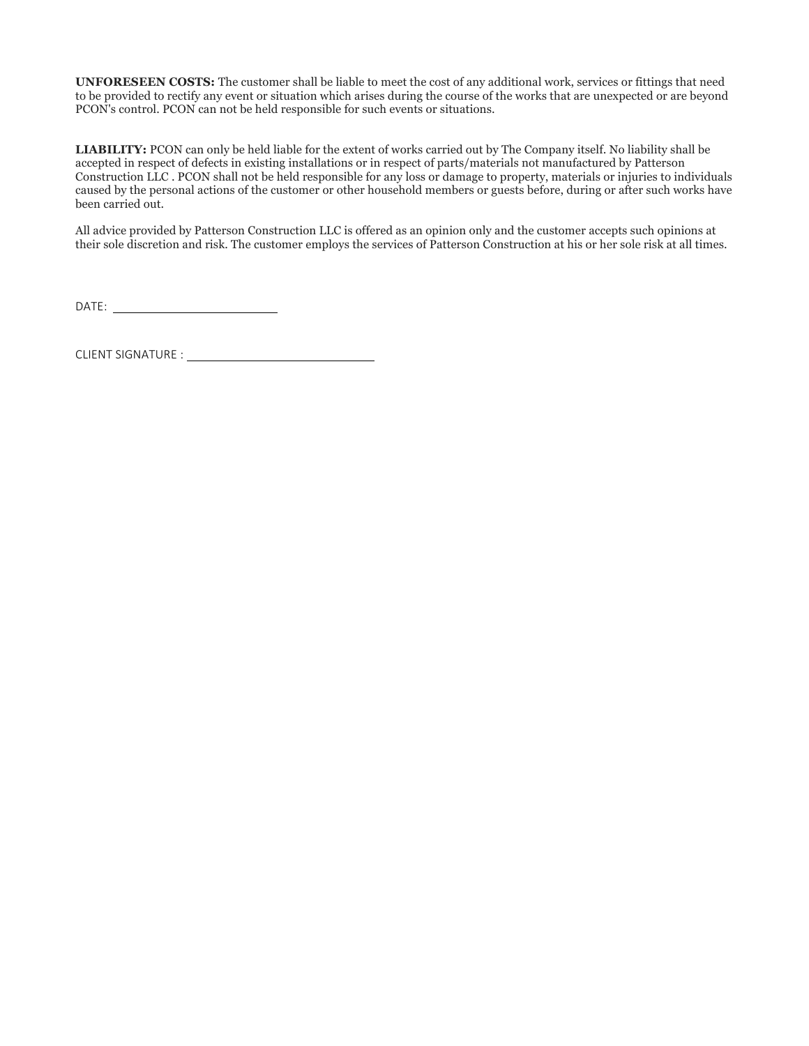**UNFORESEEN COSTS:** The customer shall be liable to meet the cost of any additional work, services or fittings that need to be provided to rectify any event or situation which arises during the course of the works that are unexpected or are beyond PCON's control. PCON can not be held responsible for such events or situations.

**LIABILITY:** PCON can only be held liable for the extent of works carried out by The Company itself. No liability shall be accepted in respect of defects in existing installations or in respect of parts/materials not manufactured by Patterson Construction LLC . PCON shall not be held responsible for any loss or damage to property, materials or injuries to individuals caused by the personal actions of the customer or other household members or guests before, during or after such works have been carried out.

All advice provided by Patterson Construction LLC is offered as an opinion only and the customer accepts such opinions at their sole discretion and risk. The customer employs the services of Patterson Construction at his or her sole risk at all times.

DATE: ____________________________

CLIENT SIGNATURE : ________________________________